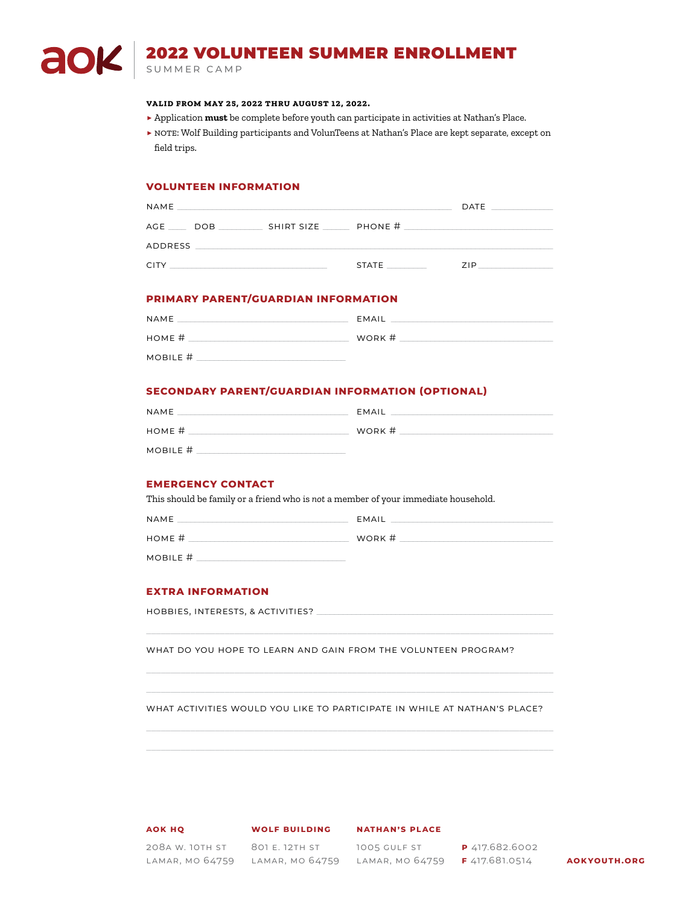# 2022 VOLUNTEEN SUMMER ENROLLMENT

SUMMER CAMP

**VALID FROM MAY 25, 2022 THRU AUGUST 12, 2022.**

- Application **must** be complete before youth can participate in activities at Nathan's Place.
- NOTE: Wolf Building participants and VolunTeens at Nathan's Place are kept separate, except on field trips.

## VOLUNTEEN INFORMATION

NAME ______________________________ DATE __________

AGE ____ DOB ________ SHIRT SIZE ______ PHONE # ____________________

ADDRESS ____________________________________________

CITY ____________________ STATE ________ ZIP __________

## PRIMARY PARENT/GUARDIAN INFORMATION

NAME ____________________ EMAIL ____________________

HOME # ____________________ WORK # ____________________

MOBILE # ____________________

## SECONDARY PARENT/GUARDIAN INFORMATION (OPTIONAL)

NAME ____________________ EMAIL ____________________

HOME # ____________________ WORK # ____________________

MOBILE # ____________________

## EMERGENCY CONTACT

This should be family or a friend who is *not* a member of your immediate household.

NAME ____________________ EMAIL ____________________

HOME # ____________________ WORK # ____________________

MOBILE # ____________________

## EXTRA INFORMATION

HOBBIES, INTERESTS, & ACTIVITIES? ____________________________________________

____________________________________________

WHAT DO YOU HOPE TO LEARN AND GAIN FROM THE VOLUNTEEN PROGRAM?

____________________________________________

____________________________________________

WHAT ACTIVITIES WOULD YOU LIKE TO PARTICIPATE IN WHILE AT NATHAN'S PLACE?

____________________________________________

____________________________________________

**AOK HQ**
208A W. 10TH ST
LAMAR, MO 64759

**WOLF BUILDING**
801 E. 12TH ST
LAMAR, MO 64759

**NATHAN'S PLACE**
1005 GULF ST
LAMAR, MO 64759

**P** 417.682.6002
**F** 417.681.0514

**AOKYOUTH.ORG**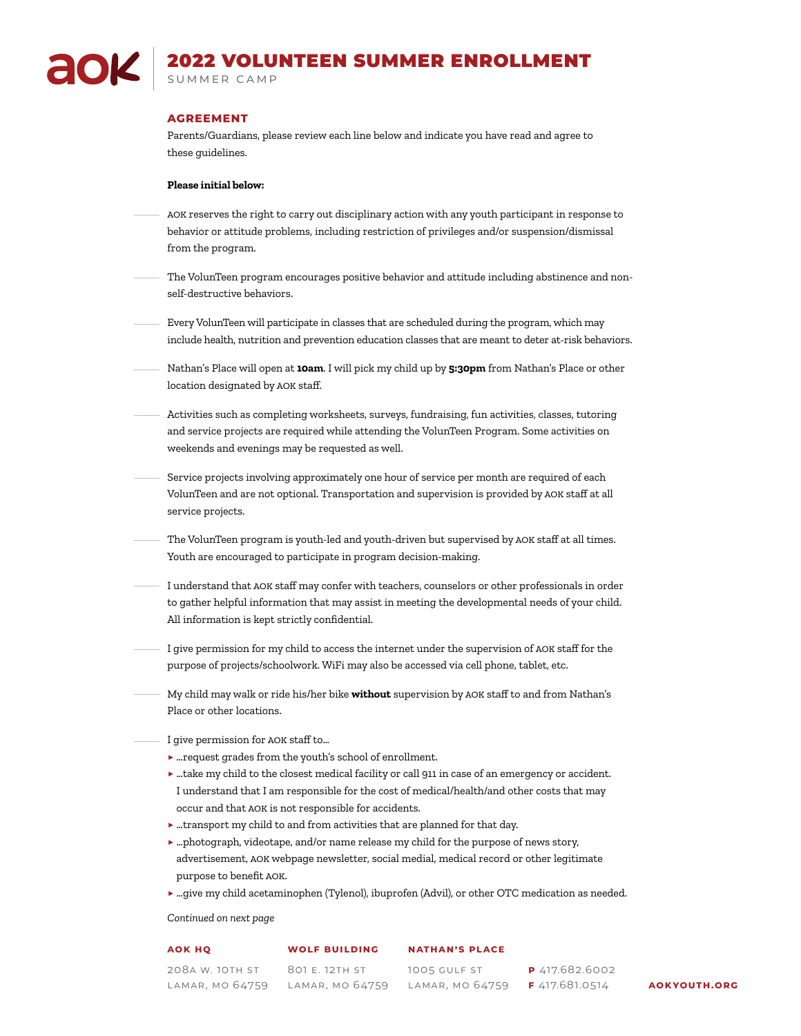# 2022 VOLUNTEEN SUMMER ENROLLMENT

SUMMER CAMP

## AGREEMENT

Parents/Guardians, please review each line below and indicate you have read and agree to these guidelines.

**Please initial below:**

_____ AOK reserves the right to carry out disciplinary action with any youth participant in response to behavior or attitude problems, including restriction of privileges and/or suspension/dismissal from the program.

_____ The VolunTeen program encourages positive behavior and attitude including abstinence and non-self-destructive behaviors.

_____ Every VolunTeen will participate in classes that are scheduled during the program, which may include health, nutrition and prevention education classes that are meant to deter at-risk behaviors.

_____ Nathan's Place will open at **10am**. I will pick my child up by **5:30pm** from Nathan's Place or other location designated by AOK staff.

_____ Activities such as completing worksheets, surveys, fundraising, fun activities, classes, tutoring and service projects are required while attending the VolunTeen Program. Some activities on weekends and evenings may be requested as well.

_____ Service projects involving approximately one hour of service per month are required of each VolunTeen and are not optional. Transportation and supervision is provided by AOK staff at all service projects.

_____ The VolunTeen program is youth-led and youth-driven but supervised by AOK staff at all times. Youth are encouraged to participate in program decision-making.

_____ I understand that AOK staff may confer with teachers, counselors or other professionals in order to gather helpful information that may assist in meeting the developmental needs of your child. All information is kept strictly confidential.

_____ I give permission for my child to access the internet under the supervision of AOK staff for the purpose of projects/schoolwork. WiFi may also be accessed via cell phone, tablet, etc.

_____ My child may walk or ride his/her bike **without** supervision by AOK staff to and from Nathan's Place or other locations.

_____ I give permission for AOK staff to...

- ...request grades from the youth's school of enrollment.
- ...take my child to the closest medical facility or call 911 in case of an emergency or accident. I understand that I am responsible for the cost of medical/health/and other costs that may occur and that AOK is not responsible for accidents.
- ...transport my child to and from activities that are planned for that day.
- ...photograph, videotape, and/or name release my child for the purpose of news story, advertisement, AOK webpage newsletter, social medial, medical record or other legitimate purpose to benefit AOK.
- ...give my child acetaminophen (Tylenol), ibuprofen (Advil), or other OTC medication as needed.

*Continued on next page*

**AOK HQ**
208A W. 10TH ST
LAMAR, MO 64759

**WOLF BUILDING**
801 E. 12TH ST
LAMAR, MO 64759

**NATHAN'S PLACE**
1005 GULF ST
LAMAR, MO 64759

**P** 417.682.6002
**F** 417.681.0514

**AOKYOUTH.ORG**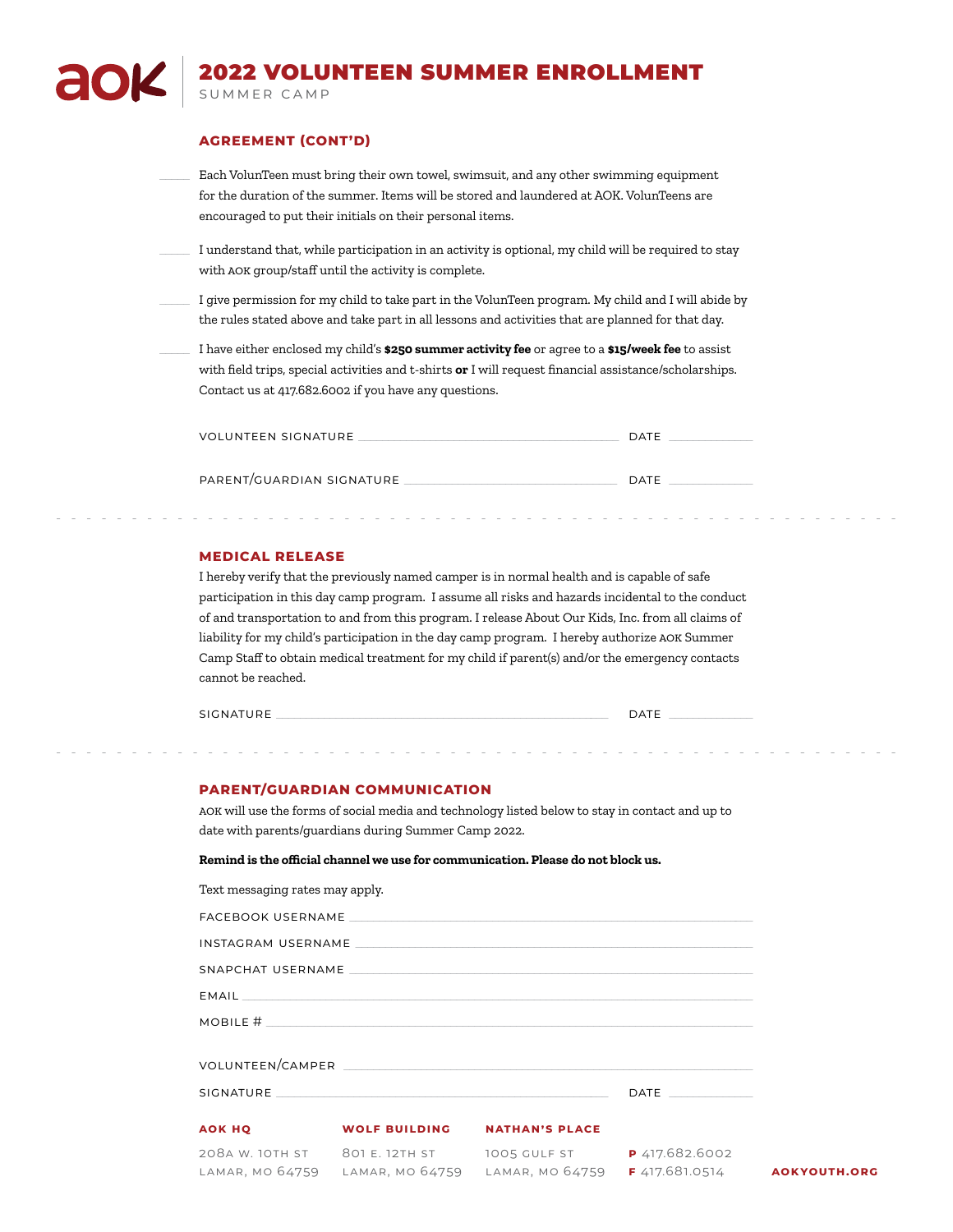# 2022 VOLUNTEEN SUMMER ENROLLMENT

SUMMER CAMP

## AGREEMENT (CONT'D)

_____ Each VolunTeen must bring their own towel, swimsuit, and any other swimming equipment for the duration of the summer. Items will be stored and laundered at AOK. VolunTeens are encouraged to put their initials on their personal items.

_____ I understand that, while participation in an activity is optional, my child will be required to stay with AOK group/staff until the activity is complete.

_____ I give permission for my child to take part in the VolunTeen program. My child and I will abide by the rules stated above and take part in all lessons and activities that are planned for that day.

_____ I have either enclosed my child's **$250 summer activity fee** or agree to a **$15/week fee** to assist with field trips, special activities and t-shirts **or** I will request financial assistance/scholarships. Contact us at 417.682.6002 if you have any questions.

VOLUNTEEN SIGNATURE ______________________________ DATE ___________

PARENT/GUARDIAN SIGNATURE ______________________________ DATE ___________

## MEDICAL RELEASE

I hereby verify that the previously named camper is in normal health and is capable of safe participation in this day camp program. I assume all risks and hazards incidental to the conduct of and transportation to and from this program. I release About Our Kids, Inc. from all claims of liability for my child's participation in the day camp program. I hereby authorize AOK Summer Camp Staff to obtain medical treatment for my child if parent(s) and/or the emergency contacts cannot be reached.

SIGNATURE ______________________________ DATE ___________

## PARENT/GUARDIAN COMMUNICATION

AOK will use the forms of social media and technology listed below to stay in contact and up to date with parents/guardians during Summer Camp 2022.

**Remind is the official channel we use for communication. Please do not block us.**

Text messaging rates may apply.

FACEBOOK USERNAME ______________________________

INSTAGRAM USERNAME ______________________________

SNAPCHAT USERNAME ______________________________

EMAIL ______________________________

MOBILE # ______________________________

VOLUNTEEN/CAMPER ______________________________

SIGNATURE ______________________________ DATE ___________

**AOK HQ**
208A W. 10TH ST
LAMAR, MO 64759

**WOLF BUILDING**
801 E. 12TH ST
LAMAR, MO 64759

**NATHAN'S PLACE**
1005 GULF ST
LAMAR, MO 64759

**P** 417.682.6002
**F** 417.681.0514

**AOKYOUTH.ORG**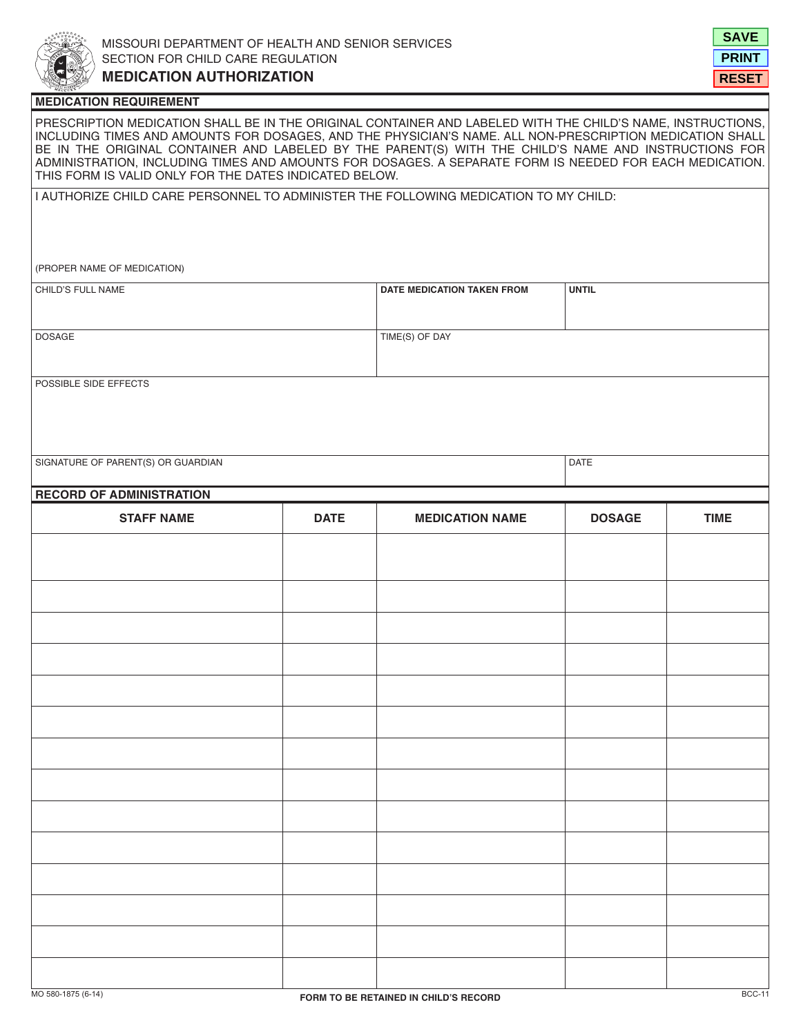MISSOURI DEPARTMENT OF HEALTH AND SENIOR SERVICES
SECTION FOR CHILD CARE REGULATION

# MEDICATION AUTHORIZATION

SAVE
PRINT
RESET

## MEDICATION REQUIREMENT

PRESCRIPTION MEDICATION SHALL BE IN THE ORIGINAL CONTAINER AND LABELED WITH THE CHILD'S NAME, INSTRUCTIONS, INCLUDING TIMES AND AMOUNTS FOR DOSAGES, AND THE PHYSICIAN'S NAME. ALL NON-PRESCRIPTION MEDICATION SHALL BE IN THE ORIGINAL CONTAINER AND LABELED BY THE PARENT(S) WITH THE CHILD'S NAME AND INSTRUCTIONS FOR ADMINISTRATION, INCLUDING TIMES AND AMOUNTS FOR DOSAGES. A SEPARATE FORM IS NEEDED FOR EACH MEDICATION. THIS FORM IS VALID ONLY FOR THE DATES INDICATED BELOW.

I AUTHORIZE CHILD CARE PERSONNEL TO ADMINISTER THE FOLLOWING MEDICATION TO MY CHILD:

(PROPER NAME OF MEDICATION)

| CHILD'S FULL NAME | **DATE MEDICATION TAKEN FROM** | **UNTIL** |
|---|---|---|
| | | |

| DOSAGE | TIME(S) OF DAY |
|---|---|
| | |

POSSIBLE SIDE EFFECTS

| SIGNATURE OF PARENT(S) OR GUARDIAN | DATE |
|---|---|
| | |

## RECORD OF ADMINISTRATION

| STAFF NAME | DATE | MEDICATION NAME | DOSAGE | TIME |
|---|---|---|---|---|
| | | | | |
| | | | | |
| | | | | |
| | | | | |
| | | | | |
| | | | | |
| | | | | |
| | | | | |
| | | | | |
| | | | | |
| | | | | |
| | | | | |
| | | | | |
| | | | | |

MO 580-1875 (6-14)

**FORM TO BE RETAINED IN CHILD'S RECORD**

BCC-11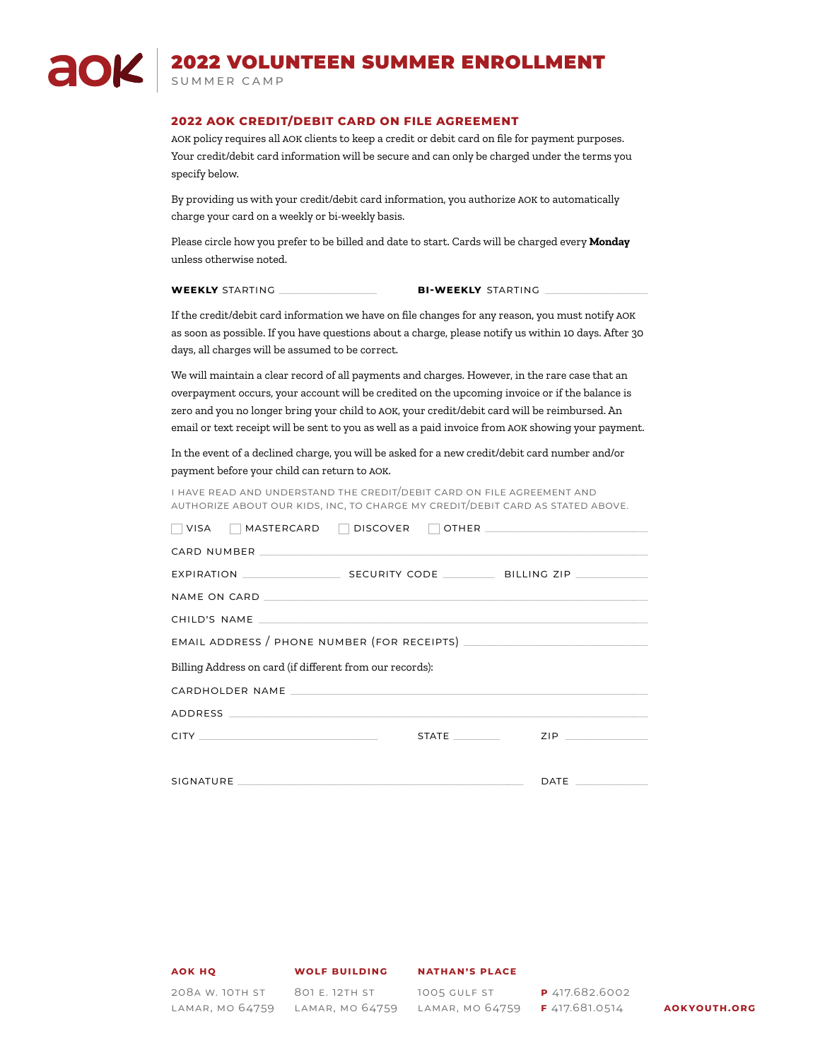aok

# 2022 VOLUNTEEN SUMMER ENROLLMENT

SUMMER CAMP

## 2022 AOK CREDIT/DEBIT CARD ON FILE AGREEMENT

AOK policy requires all AOK clients to keep a credit or debit card on file for payment purposes. Your credit/debit card information will be secure and can only be charged under the terms you specify below.

By providing us with your credit/debit card information, you authorize AOK to automatically charge your card on a weekly or bi-weekly basis.

Please circle how you prefer to be billed and date to start. Cards will be charged every **Monday** unless otherwise noted.

**WEEKLY** STARTING ____________ **BI-WEEKLY** STARTING ____________

If the credit/debit card information we have on file changes for any reason, you must notify AOK as soon as possible. If you have questions about a charge, please notify us within 10 days. After 30 days, all charges will be assumed to be correct.

We will maintain a clear record of all payments and charges. However, in the rare case that an overpayment occurs, your account will be credited on the upcoming invoice or if the balance is zero and you no longer bring your child to AOK, your credit/debit card will be reimbursed. An email or text receipt will be sent to you as well as a paid invoice from AOK showing your payment.

In the event of a declined charge, you will be asked for a new credit/debit card number and/or payment before your child can return to AOK.

I HAVE READ AND UNDERSTAND THE CREDIT/DEBIT CARD ON FILE AGREEMENT AND AUTHORIZE ABOUT OUR KIDS, INC, TO CHARGE MY CREDIT/DEBIT CARD AS STATED ABOVE.

☐ VISA ☐ MASTERCARD ☐ DISCOVER ☐ OTHER ____________

CARD NUMBER ____________

EXPIRATION ____________ SECURITY CODE ____________ BILLING ZIP ____________

NAME ON CARD ____________

CHILD'S NAME ____________

EMAIL ADDRESS / PHONE NUMBER (FOR RECEIPTS) ____________

Billing Address on card (if different from our records):

CARDHOLDER NAME ____________

ADDRESS ____________

CITY ____________ STATE ____________ ZIP ____________

SIGNATURE ____________ DATE ____________

**AOK HQ**
208A W. 10TH ST
LAMAR, MO 64759

**WOLF BUILDING**
801 E. 12TH ST
LAMAR, MO 64759

**NATHAN'S PLACE**
1005 GULF ST
LAMAR, MO 64759

**P** 417.682.6002
**F** 417.681.0514

**AOKYOUTH.ORG**